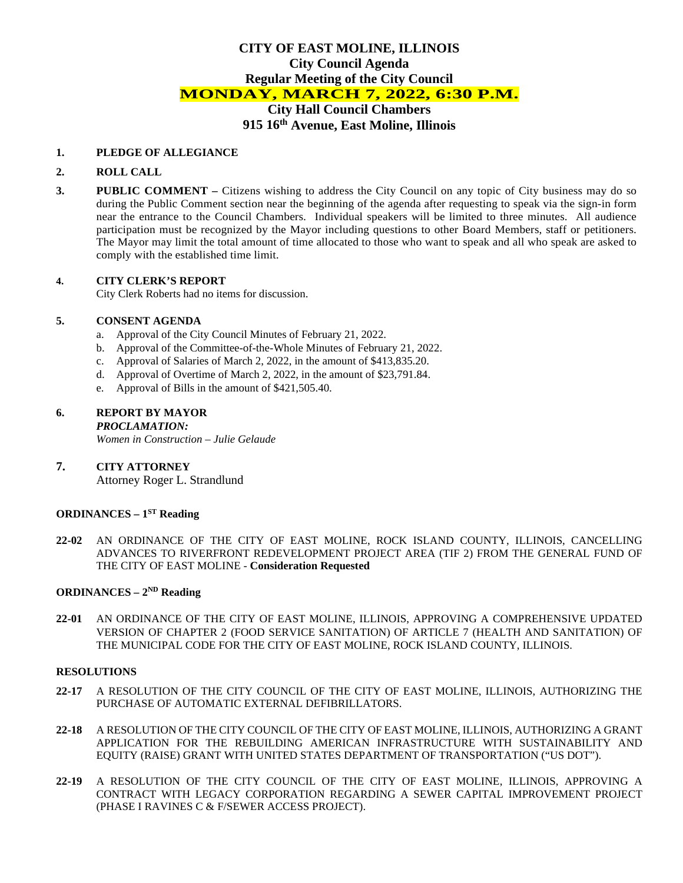# CITY OF EAST MOLINE, ILLINOIS

## City Council Agenda

## Regular Meeting of the City Council

## MONDAY, MARCH 7, 2022, 6:30 P.M.

## City Hall Council Chambers

## 915 16th Avenue, East Moline, Illinois

**1. PLEDGE OF ALLEGIANCE**

**2. ROLL CALL**

**3. PUBLIC COMMENT –** Citizens wishing to address the City Council on any topic of City business may do so during the Public Comment section near the beginning of the agenda after requesting to speak via the sign-in form near the entrance to the Council Chambers. Individual speakers will be limited to three minutes. All audience participation must be recognized by the Mayor including questions to other Board Members, staff or petitioners. The Mayor may limit the total amount of time allocated to those who want to speak and all who speak are asked to comply with the established time limit.

**4. CITY CLERK'S REPORT**

City Clerk Roberts had no items for discussion.

**5. CONSENT AGENDA**

a. Approval of the City Council Minutes of February 21, 2022.
b. Approval of the Committee-of-the-Whole Minutes of February 21, 2022.
c. Approval of Salaries of March 2, 2022, in the amount of $413,835.20.
d. Approval of Overtime of March 2, 2022, in the amount of $23,791.84.
e. Approval of Bills in the amount of $421,505.40.

**6. REPORT BY MAYOR**

***PROCLAMATION:***

*Women in Construction – Julie Gelaude*

**7. CITY ATTORNEY**

Attorney Roger L. Strandlund

**ORDINANCES – 1ST Reading**

**22-02** AN ORDINANCE OF THE CITY OF EAST MOLINE, ROCK ISLAND COUNTY, ILLINOIS, CANCELLING ADVANCES TO RIVERFRONT REDEVELOPMENT PROJECT AREA (TIF 2) FROM THE GENERAL FUND OF THE CITY OF EAST MOLINE - **Consideration Requested**

**ORDINANCES – 2ND Reading**

**22-01** AN ORDINANCE OF THE CITY OF EAST MOLINE, ILLINOIS, APPROVING A COMPREHENSIVE UPDATED VERSION OF CHAPTER 2 (FOOD SERVICE SANITATION) OF ARTICLE 7 (HEALTH AND SANITATION) OF THE MUNICIPAL CODE FOR THE CITY OF EAST MOLINE, ROCK ISLAND COUNTY, ILLINOIS.

**RESOLUTIONS**

**22-17** A RESOLUTION OF THE CITY COUNCIL OF THE CITY OF EAST MOLINE, ILLINOIS, AUTHORIZING THE PURCHASE OF AUTOMATIC EXTERNAL DEFIBRILLATORS.

**22-18** A RESOLUTION OF THE CITY COUNCIL OF THE CITY OF EAST MOLINE, ILLINOIS, AUTHORIZING A GRANT APPLICATION FOR THE REBUILDING AMERICAN INFRASTRUCTURE WITH SUSTAINABILITY AND EQUITY (RAISE) GRANT WITH UNITED STATES DEPARTMENT OF TRANSPORTATION ("US DOT").

**22-19** A RESOLUTION OF THE CITY COUNCIL OF THE CITY OF EAST MOLINE, ILLINOIS, APPROVING A CONTRACT WITH LEGACY CORPORATION REGARDING A SEWER CAPITAL IMPROVEMENT PROJECT (PHASE I RAVINES C & F/SEWER ACCESS PROJECT).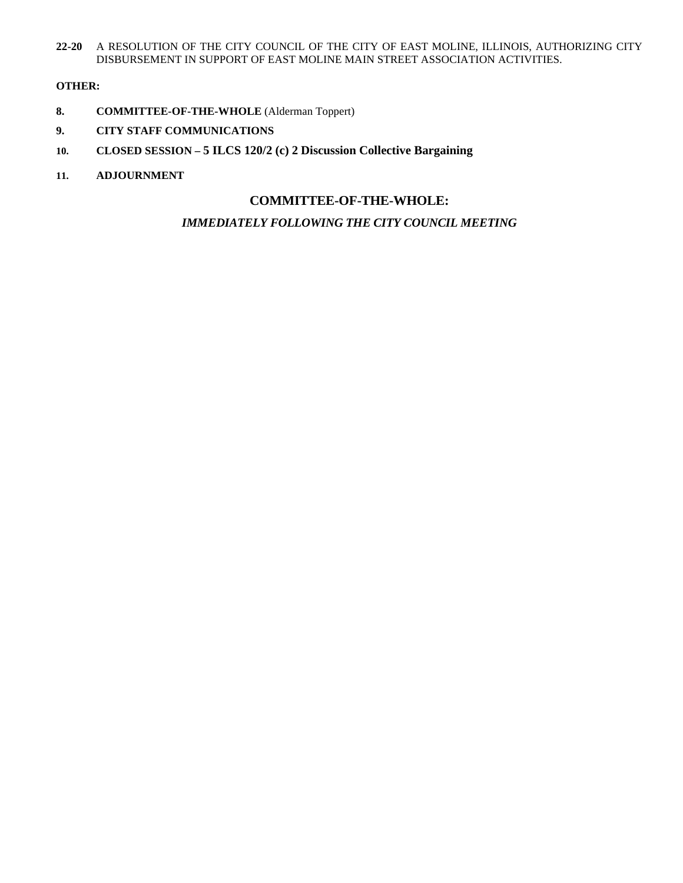**22-20** A RESOLUTION OF THE CITY COUNCIL OF THE CITY OF EAST MOLINE, ILLINOIS, AUTHORIZING CITY DISBURSEMENT IN SUPPORT OF EAST MOLINE MAIN STREET ASSOCIATION ACTIVITIES.

**OTHER:**

**8. COMMITTEE-OF-THE-WHOLE** (Alderman Toppert)

**9. CITY STAFF COMMUNICATIONS**

**10. CLOSED SESSION – 5 ILCS 120/2 (c) 2 Discussion Collective Bargaining**

**11. ADJOURNMENT**

## COMMITTEE-OF-THE-WHOLE:

***IMMEDIATELY FOLLOWING THE CITY COUNCIL MEETING***